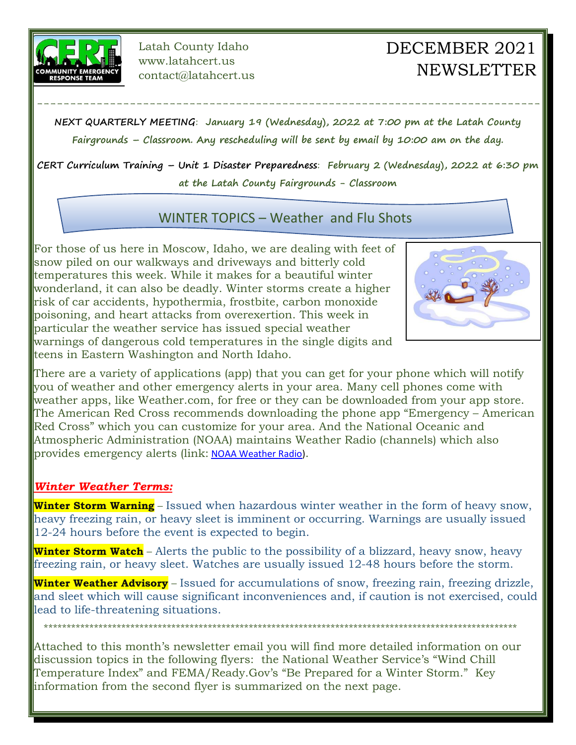Latah County Idaho
www.latahcert.us
contact@latahcert.us

# DECEMBER 2021 NEWSLETTER

---

**NEXT QUARTERLY MEETING**: **January 19 (Wednesday), 2022 at 7:00 pm at the Latah County Fairgrounds – Classroom. Any rescheduling will be sent by email by 10:00 am on the day.**

**CERT Curriculum Training – Unit 1 Disaster Preparedness**: **February 2 (Wednesday), 2022 at 6:30 pm at the Latah County Fairgrounds - Classroom**

## WINTER TOPICS – Weather and Flu Shots

For those of us here in Moscow, Idaho, we are dealing with feet of snow piled on our walkways and driveways and bitterly cold temperatures this week. While it makes for a beautiful winter wonderland, it can also be deadly. Winter storms create a higher risk of car accidents, hypothermia, frostbite, carbon monoxide poisoning, and heart attacks from overexertion. This week in particular the weather service has issued special weather warnings of dangerous cold temperatures in the single digits and teens in Eastern Washington and North Idaho.

There are a variety of applications (app) that you can get for your phone which will notify you of weather and other emergency alerts in your area. Many cell phones come with weather apps, like Weather.com, for free or they can be downloaded from your app store. The American Red Cross recommends downloading the phone app "Emergency – American Red Cross" which you can customize for your area. And the National Oceanic and Atmospheric Administration (NOAA) maintains Weather Radio (channels) which also provides emergency alerts (link: NOAA Weather Radio).

### *Winter Weather Terms:*

**Winter Storm Warning** – Issued when hazardous winter weather in the form of heavy snow, heavy freezing rain, or heavy sleet is imminent or occurring. Warnings are usually issued 12-24 hours before the event is expected to begin.

**Winter Storm Watch** – Alerts the public to the possibility of a blizzard, heavy snow, heavy freezing rain, or heavy sleet. Watches are usually issued 12-48 hours before the storm.

**Winter Weather Advisory** – Issued for accumulations of snow, freezing rain, freezing drizzle, and sleet which will cause significant inconveniences and, if caution is not exercised, could lead to life-threatening situations.

---

Attached to this month's newsletter email you will find more detailed information on our discussion topics in the following flyers: the National Weather Service's "Wind Chill Temperature Index" and FEMA/Ready.Gov's "Be Prepared for a Winter Storm." Key information from the second flyer is summarized on the next page.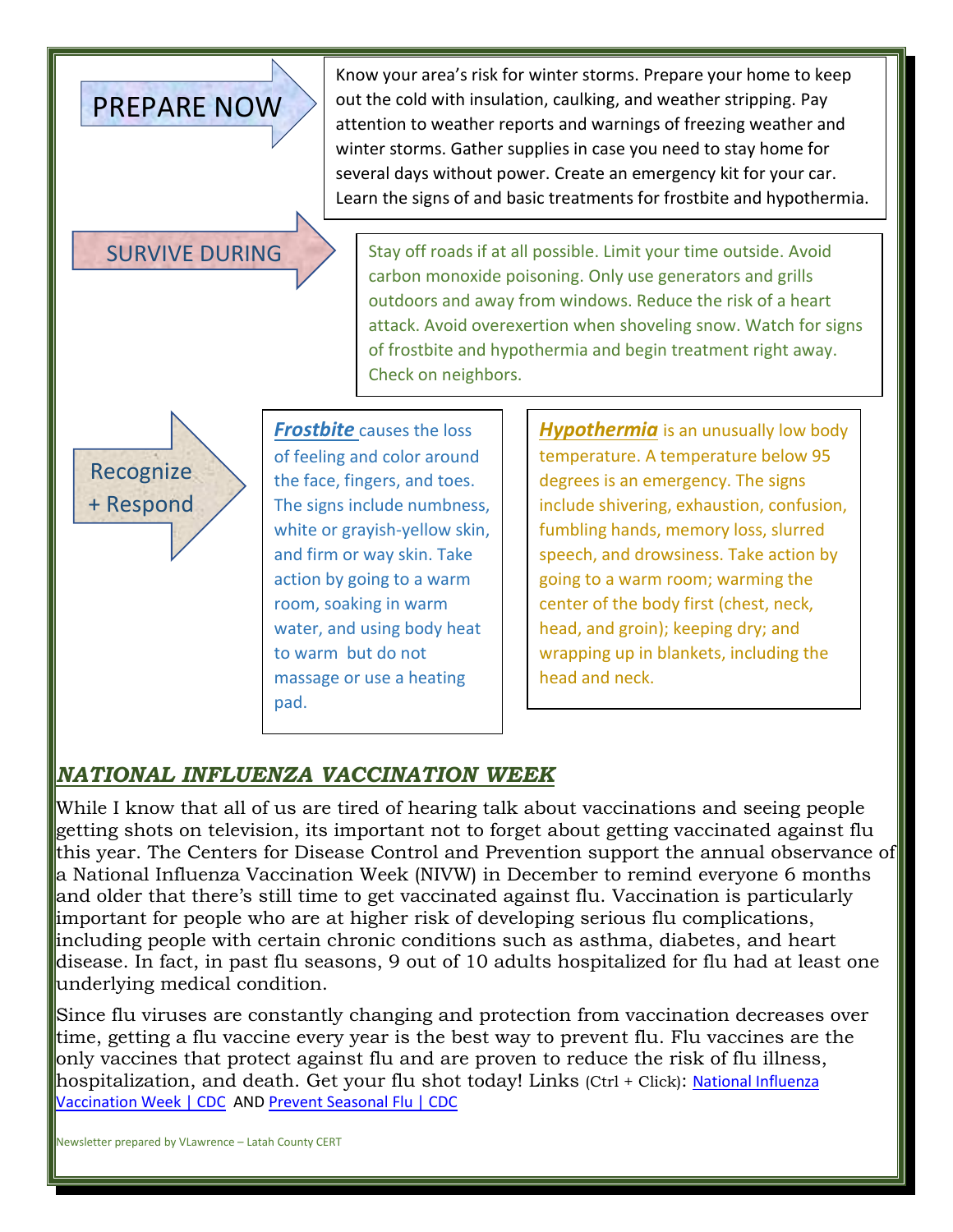PREPARE NOW

Know your area's risk for winter storms. Prepare your home to keep out the cold with insulation, caulking, and weather stripping. Pay attention to weather reports and warnings of freezing weather and winter storms. Gather supplies in case you need to stay home for several days without power. Create an emergency kit for your car. Learn the signs of and basic treatments for frostbite and hypothermia.

SURVIVE DURING

Stay off roads if at all possible. Limit your time outside. Avoid carbon monoxide poisoning. Only use generators and grills outdoors and away from windows. Reduce the risk of a heart attack. Avoid overexertion when shoveling snow. Watch for signs of frostbite and hypothermia and begin treatment right away. Check on neighbors.

Recognize + Respond

***Frostbite*** causes the loss of feeling and color around the face, fingers, and toes. The signs include numbness, white or grayish-yellow skin, and firm or way skin. Take action by going to a warm room, soaking in warm water, and using body heat to warm but do not massage or use a heating pad.

***Hypothermia*** is an unusually low body temperature. A temperature below 95 degrees is an emergency. The signs include shivering, exhaustion, confusion, fumbling hands, memory loss, slurred speech, and drowsiness. Take action by going to a warm room; warming the center of the body first (chest, neck, head, and groin); keeping dry; and wrapping up in blankets, including the head and neck.

## *NATIONAL INFLUENZA VACCINATION WEEK*

While I know that all of us are tired of hearing talk about vaccinations and seeing people getting shots on television, its important not to forget about getting vaccinated against flu this year. The Centers for Disease Control and Prevention support the annual observance of a National Influenza Vaccination Week (NIVW) in December to remind everyone 6 months and older that there's still time to get vaccinated against flu. Vaccination is particularly important for people who are at higher risk of developing serious flu complications, including people with certain chronic conditions such as asthma, diabetes, and heart disease. In fact, in past flu seasons, 9 out of 10 adults hospitalized for flu had at least one underlying medical condition.

Since flu viruses are constantly changing and protection from vaccination decreases over time, getting a flu vaccine every year is the best way to prevent flu. Flu vaccines are the only vaccines that protect against flu and are proven to reduce the risk of flu illness, hospitalization, and death. Get your flu shot today! Links (Ctrl + Click): National Influenza Vaccination Week | CDC AND Prevent Seasonal Flu | CDC

Newsletter prepared by VLawrence – Latah County CERT